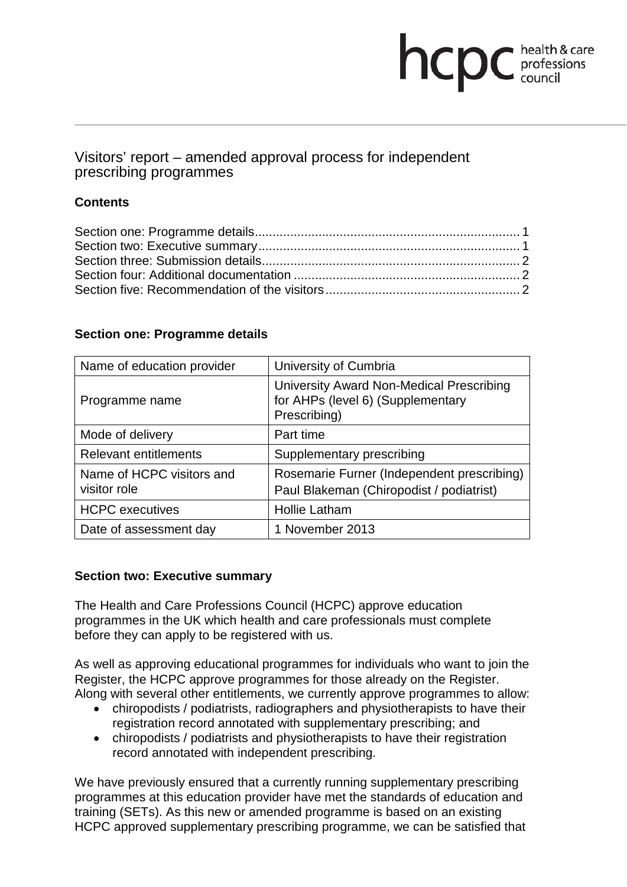# Visitors' report – amended approval process for independent prescribing programmes

## Contents

Section one: Programme details .......... 1
Section two: Executive summary .......... 1
Section three: Submission details .......... 2
Section four: Additional documentation .......... 2
Section five: Recommendation of the visitors .......... 2

## Section one: Programme details

| | |
|---|---|
| Name of education provider | University of Cumbria |
| Programme name | University Award Non-Medical Prescribing for AHPs (level 6) (Supplementary Prescribing) |
| Mode of delivery | Part time |
| Relevant entitlements | Supplementary prescribing |
| Name of HCPC visitors and visitor role | Rosemarie Furner (Independent prescribing)<br>Paul Blakeman (Chiropodist / podiatrist) |
| HCPC executives | Hollie Latham |
| Date of assessment day | 1 November 2013 |

## Section two: Executive summary

The Health and Care Professions Council (HCPC) approve education programmes in the UK which health and care professionals must complete before they can apply to be registered with us.

As well as approving educational programmes for individuals who want to join the Register, the HCPC approve programmes for those already on the Register. Along with several other entitlements, we currently approve programmes to allow:

- chiropodists / podiatrists, radiographers and physiotherapists to have their registration record annotated with supplementary prescribing; and
- chiropodists / podiatrists and physiotherapists to have their registration record annotated with independent prescribing.

We have previously ensured that a currently running supplementary prescribing programmes at this education provider have met the standards of education and training (SETs). As this new or amended programme is based on an existing HCPC approved supplementary prescribing programme, we can be satisfied that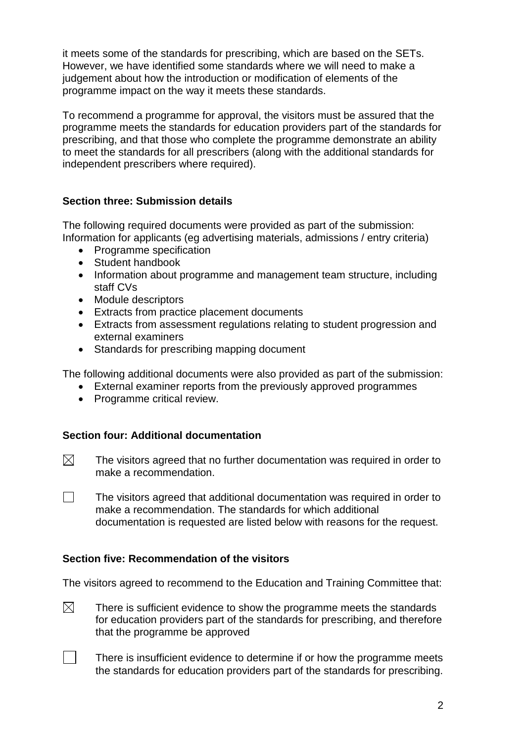it meets some of the standards for prescribing, which are based on the SETs. However, we have identified some standards where we will need to make a judgement about how the introduction or modification of elements of the programme impact on the way it meets these standards.

To recommend a programme for approval, the visitors must be assured that the programme meets the standards for education providers part of the standards for prescribing, and that those who complete the programme demonstrate an ability to meet the standards for all prescribers (along with the additional standards for independent prescribers where required).

**Section three: Submission details**

The following required documents were provided as part of the submission: Information for applicants (eg advertising materials, admissions / entry criteria)

- Programme specification
- Student handbook
- Information about programme and management team structure, including staff CVs
- Module descriptors
- Extracts from practice placement documents
- Extracts from assessment regulations relating to student progression and external examiners
- Standards for prescribing mapping document

The following additional documents were also provided as part of the submission:

- External examiner reports from the previously approved programmes
- Programme critical review.

**Section four: Additional documentation**

☒ The visitors agreed that no further documentation was required in order to make a recommendation.

☐ The visitors agreed that additional documentation was required in order to make a recommendation. The standards for which additional documentation is requested are listed below with reasons for the request.

**Section five: Recommendation of the visitors**

The visitors agreed to recommend to the Education and Training Committee that:

☒ There is sufficient evidence to show the programme meets the standards for education providers part of the standards for prescribing, and therefore that the programme be approved

☐ There is insufficient evidence to determine if or how the programme meets the standards for education providers part of the standards for prescribing.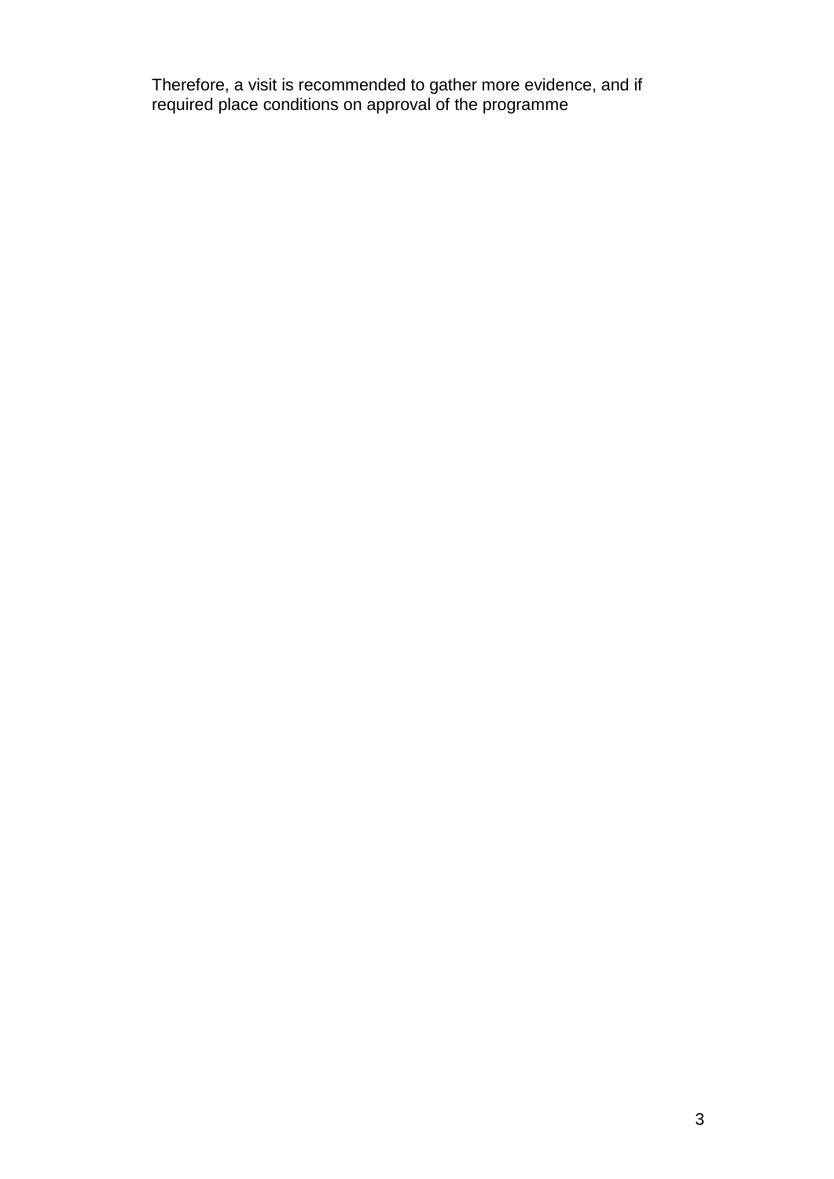Therefore, a visit is recommended to gather more evidence, and if required place conditions on approval of the programme